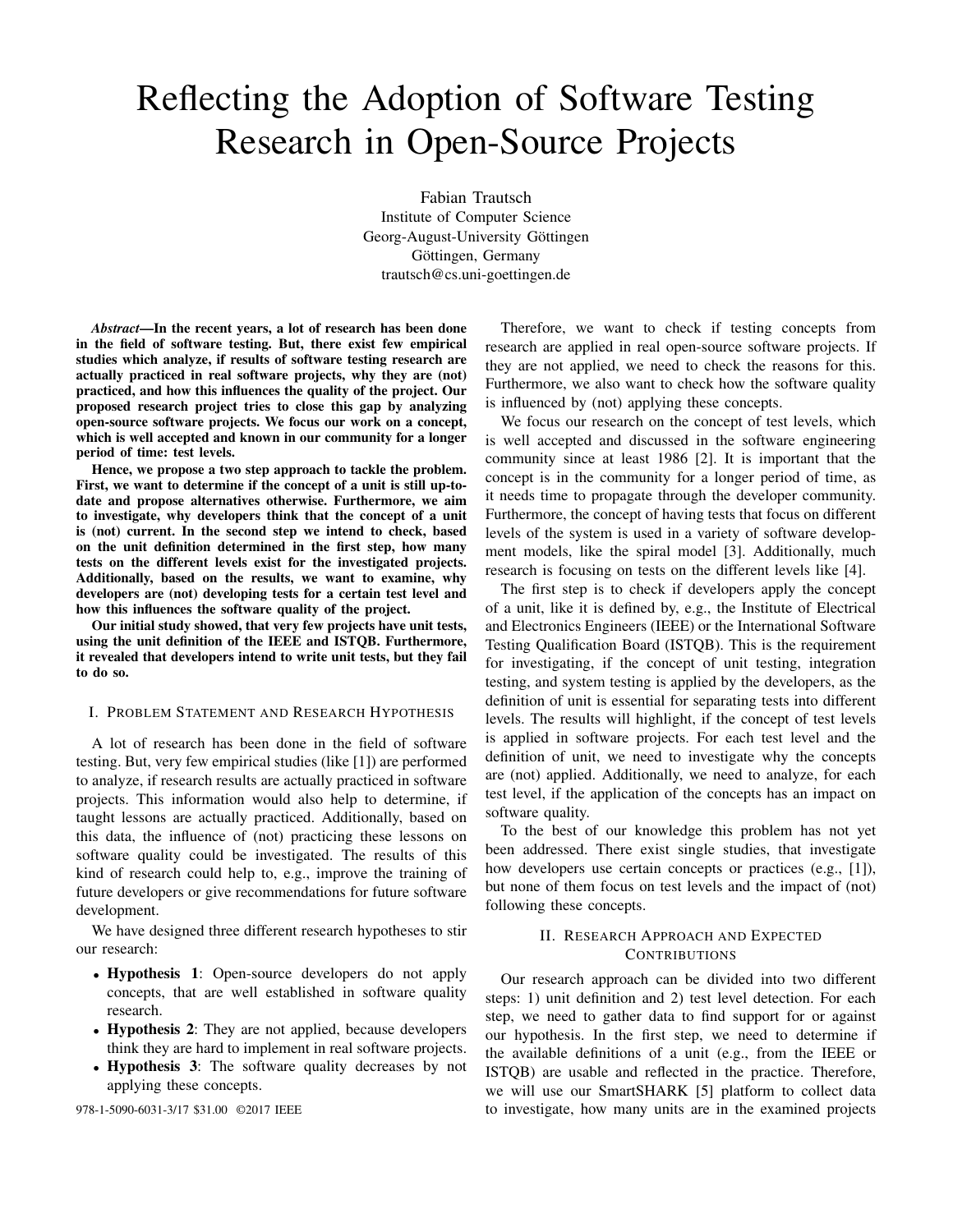# Reflecting the Adoption of Software Testing Research in Open-Source Projects

Fabian Trautsch
Institute of Computer Science
Georg-August-University Göttingen
Göttingen, Germany
trautsch@cs.uni-goettingen.de

***Abstract*—In the recent years, a lot of research has been done in the field of software testing. But, there exist few empirical studies which analyze, if results of software testing research are actually practiced in real software projects, why they are (not) practiced, and how this influences the quality of the project. Our proposed research project tries to close this gap by analyzing open-source software projects. We focus our work on a concept, which is well accepted and known in our community for a longer period of time: test levels.**

**Hence, we propose a two step approach to tackle the problem. First, we want to determine if the concept of a unit is still up-to-date and propose alternatives otherwise. Furthermore, we aim to investigate, why developers think that the concept of a unit is (not) current. In the second step we intend to check, based on the unit definition determined in the first step, how many tests on the different levels exist for the investigated projects. Additionally, based on the results, we want to examine, why developers are (not) developing tests for a certain test level and how this influences the software quality of the project.**

**Our initial study showed, that very few projects have unit tests, using the unit definition of the IEEE and ISTQB. Furthermore, it revealed that developers intend to write unit tests, but they fail to do so.**

## I. Problem Statement and Research Hypothesis

A lot of research has been done in the field of software testing. But, very few empirical studies (like [1]) are performed to analyze, if research results are actually practiced in software projects. This information would also help to determine, if taught lessons are actually practiced. Additionally, based on this data, the influence of (not) practicing these lessons on software quality could be investigated. The results of this kind of research could help to, e.g., improve the training of future developers or give recommendations for future software development.

We have designed three different research hypotheses to stir our research:

- **Hypothesis 1**: Open-source developers do not apply concepts, that are well established in software quality research.
- **Hypothesis 2**: They are not applied, because developers think they are hard to implement in real software projects.
- **Hypothesis 3**: The software quality decreases by not applying these concepts.

Therefore, we want to check if testing concepts from research are applied in real open-source software projects. If they are not applied, we need to check the reasons for this. Furthermore, we also want to check how the software quality is influenced by (not) applying these concepts.

We focus our research on the concept of test levels, which is well accepted and discussed in the software engineering community since at least 1986 [2]. It is important that the concept is in the community for a longer period of time, as it needs time to propagate through the developer community. Furthermore, the concept of having tests that focus on different levels of the system is used in a variety of software development models, like the spiral model [3]. Additionally, much research is focusing on tests on the different levels like [4].

The first step is to check if developers apply the concept of a unit, like it is defined by, e.g., the Institute of Electrical and Electronics Engineers (IEEE) or the International Software Testing Qualification Board (ISTQB). This is the requirement for investigating, if the concept of unit testing, integration testing, and system testing is applied by the developers, as the definition of unit is essential for separating tests into different levels. The results will highlight, if the concept of test levels is applied in software projects. For each test level and the definition of unit, we need to investigate why the concepts are (not) applied. Additionally, we need to analyze, for each test level, if the application of the concepts has an impact on software quality.

To the best of our knowledge this problem has not yet been addressed. There exist single studies, that investigate how developers use certain concepts or practices (e.g., [1]), but none of them focus on test levels and the impact of (not) following these concepts.

## II. Research Approach and Expected Contributions

Our research approach can be divided into two different steps: 1) unit definition and 2) test level detection. For each step, we need to gather data to find support for or against our hypothesis. In the first step, we need to determine if the available definitions of a unit (e.g., from the IEEE or ISTQB) are usable and reflected in the practice. Therefore, we will use our SmartSHARK [5] platform to collect data to investigate, how many units are in the examined projects

978-1-5090-6031-3/17 $31.00 ©2017 IEEE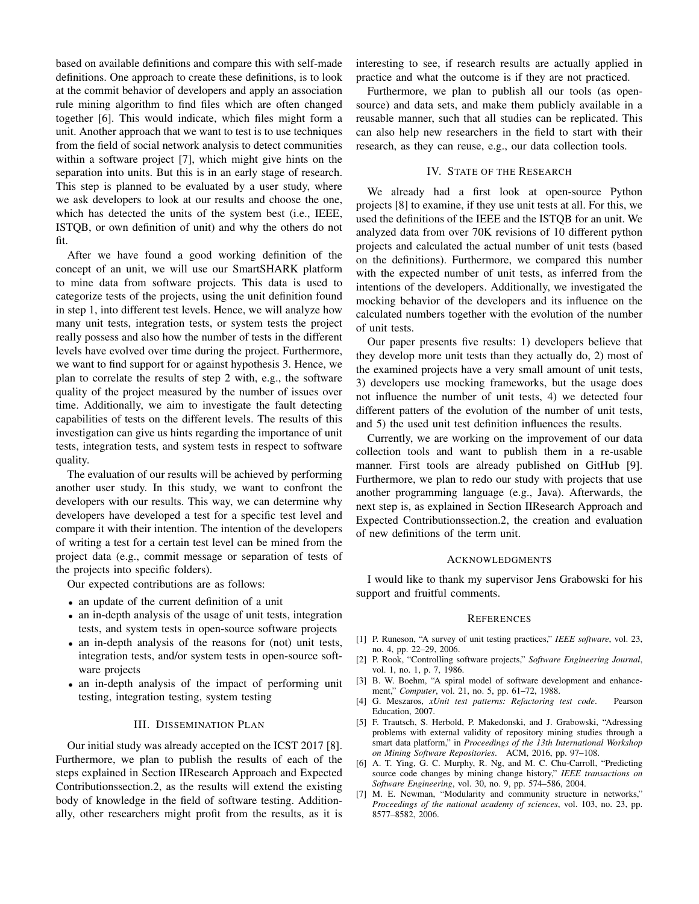based on available definitions and compare this with self-made definitions. One approach to create these definitions, is to look at the commit behavior of developers and apply an association rule mining algorithm to find files which are often changed together [6]. This would indicate, which files might form a unit. Another approach that we want to test is to use techniques from the field of social network analysis to detect communities within a software project [7], which might give hints on the separation into units. But this is in an early stage of research. This step is planned to be evaluated by a user study, where we ask developers to look at our results and choose the one, which has detected the units of the system best (i.e., IEEE, ISTQB, or own definition of unit) and why the others do not fit.

After we have found a good working definition of the concept of an unit, we will use our SmartSHARK platform to mine data from software projects. This data is used to categorize tests of the projects, using the unit definition found in step 1, into different test levels. Hence, we will analyze how many unit tests, integration tests, or system tests the project really possess and also how the number of tests in the different levels have evolved over time during the project. Furthermore, we want to find support for or against hypothesis 3. Hence, we plan to correlate the results of step 2 with, e.g., the software quality of the project measured by the number of issues over time. Additionally, we aim to investigate the fault detecting capabilities of tests on the different levels. The results of this investigation can give us hints regarding the importance of unit tests, integration tests, and system tests in respect to software quality.

The evaluation of our results will be achieved by performing another user study. In this study, we want to confront the developers with our results. This way, we can determine why developers have developed a test for a specific test level and compare it with their intention. The intention of the developers of writing a test for a certain test level can be mined from the project data (e.g., commit message or separation of tests of the projects into specific folders).

Our expected contributions are as follows:

- an update of the current definition of a unit
- an in-depth analysis of the usage of unit tests, integration tests, and system tests in open-source software projects
- an in-depth analysis of the reasons for (not) unit tests, integration tests, and/or system tests in open-source software projects
- an in-depth analysis of the impact of performing unit testing, integration testing, system testing

## III. Dissemination Plan

Our initial study was already accepted on the ICST 2017 [8]. Furthermore, we plan to publish the results of each of the steps explained in Section IIResearch Approach and Expected Contributionssection.2, as the results will extend the existing body of knowledge in the field of software testing. Additionally, other researchers might profit from the results, as it is interesting to see, if research results are actually applied in practice and what the outcome is if they are not practiced.

Furthermore, we plan to publish all our tools (as open-source) and data sets, and make them publicly available in a reusable manner, such that all studies can be replicated. This can also help new researchers in the field to start with their research, as they can reuse, e.g., our data collection tools.

## IV. State of the Research

We already had a first look at open-source Python projects [8] to examine, if they use unit tests at all. For this, we used the definitions of the IEEE and the ISTQB for an unit. We analyzed data from over 70K revisions of 10 different python projects and calculated the actual number of unit tests (based on the definitions). Furthermore, we compared this number with the expected number of unit tests, as inferred from the intentions of the developers. Additionally, we investigated the mocking behavior of the developers and its influence on the calculated numbers together with the evolution of the number of unit tests.

Our paper presents five results: 1) developers believe that they develop more unit tests than they actually do, 2) most of the examined projects have a very small amount of unit tests, 3) developers use mocking frameworks, but the usage does not influence the number of unit tests, 4) we detected four different patters of the evolution of the number of unit tests, and 5) the used unit test definition influences the results.

Currently, we are working on the improvement of our data collection tools and want to publish them in a re-usable manner. First tools are already published on GitHub [9]. Furthermore, we plan to redo our study with projects that use another programming language (e.g., Java). Afterwards, the next step is, as explained in Section IIResearch Approach and Expected Contributionssection.2, the creation and evaluation of new definitions of the term unit.

## Acknowledgments

I would like to thank my supervisor Jens Grabowski for his support and fruitful comments.

## References

[1] P. Runeson, "A survey of unit testing practices," *IEEE software*, vol. 23, no. 4, pp. 22–29, 2006.

[2] P. Rook, "Controlling software projects," *Software Engineering Journal*, vol. 1, no. 1, p. 7, 1986.

[3] B. W. Boehm, "A spiral model of software development and enhancement," *Computer*, vol. 21, no. 5, pp. 61–72, 1988.

[4] G. Meszaros, *xUnit test patterns: Refactoring test code*. Pearson Education, 2007.

[5] F. Trautsch, S. Herbold, P. Makedonski, and J. Grabowski, "Adressing problems with external validity of repository mining studies through a smart data platform," in *Proceedings of the 13th International Workshop on Mining Software Repositories*. ACM, 2016, pp. 97–108.

[6] A. T. Ying, G. C. Murphy, R. Ng, and M. C. Chu-Carroll, "Predicting source code changes by mining change history," *IEEE transactions on Software Engineering*, vol. 30, no. 9, pp. 574–586, 2004.

[7] M. E. Newman, "Modularity and community structure in networks," *Proceedings of the national academy of sciences*, vol. 103, no. 23, pp. 8577–8582, 2006.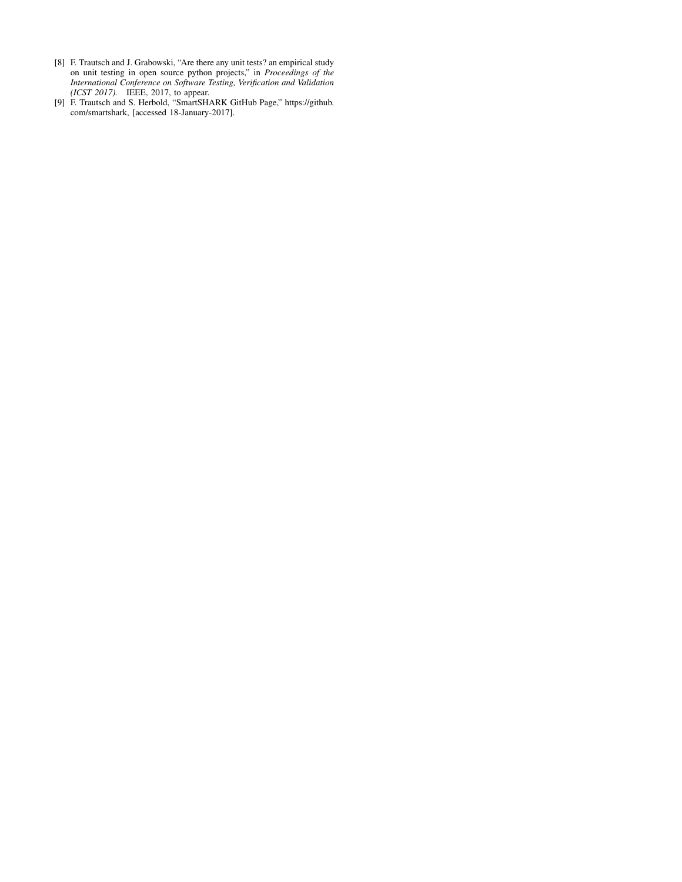[8] F. Trautsch and J. Grabowski, "Are there any unit tests? an empirical study on unit testing in open source python projects," in *Proceedings of the International Conference on Software Testing, Verification and Validation (ICST 2017).* IEEE, 2017, to appear.

[9] F. Trautsch and S. Herbold, "SmartSHARK GitHub Page," https://github.com/smartshark, [accessed 18-January-2017].